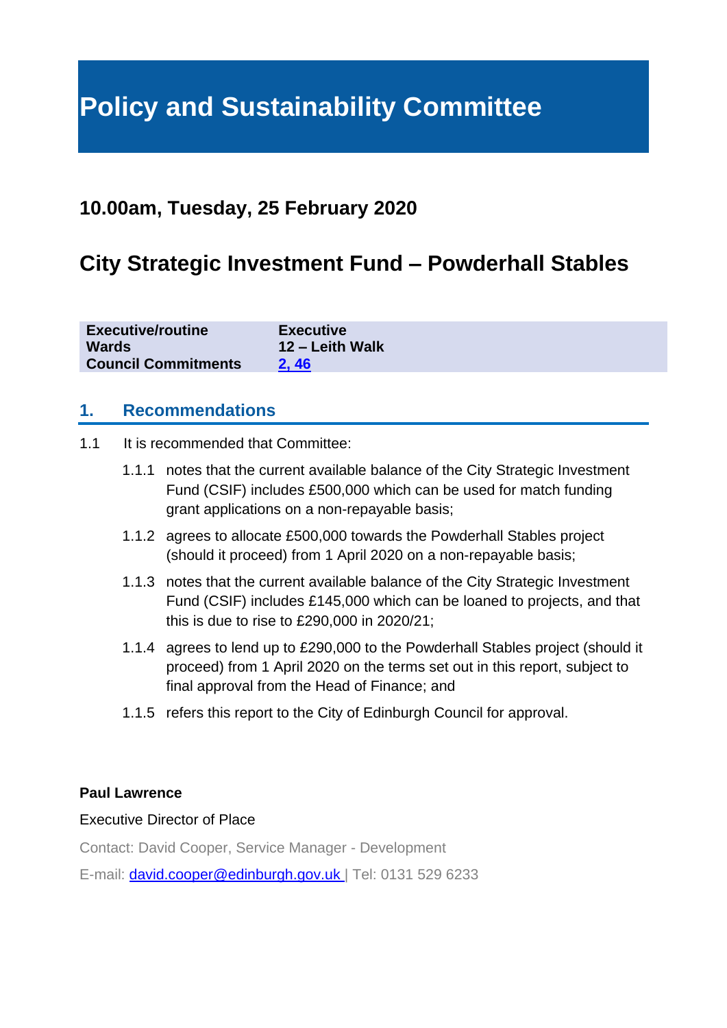# Policy and Sustainability Committee

## 10.00am, Tuesday, 25 February 2020

## City Strategic Investment Fund – Powderhall Stables

| | |
|---|---|
| **Executive/routine** | **Executive** |
| **Wards** | **12 – Leith Walk** |
| **Council Commitments** | **2, 46** |

### 1. Recommendations

1.1 It is recommended that Committee:

1.1.1 notes that the current available balance of the City Strategic Investment Fund (CSIF) includes £500,000 which can be used for match funding grant applications on a non-repayable basis;

1.1.2 agrees to allocate £500,000 towards the Powderhall Stables project (should it proceed) from 1 April 2020 on a non-repayable basis;

1.1.3 notes that the current available balance of the City Strategic Investment Fund (CSIF) includes £145,000 which can be loaned to projects, and that this is due to rise to £290,000 in 2020/21;

1.1.4 agrees to lend up to £290,000 to the Powderhall Stables project (should it proceed) from 1 April 2020 on the terms set out in this report, subject to final approval from the Head of Finance; and

1.1.5 refers this report to the City of Edinburgh Council for approval.

**Paul Lawrence**

Executive Director of Place

Contact: David Cooper, Service Manager - Development

E-mail: david.cooper@edinburgh.gov.uk | Tel: 0131 529 6233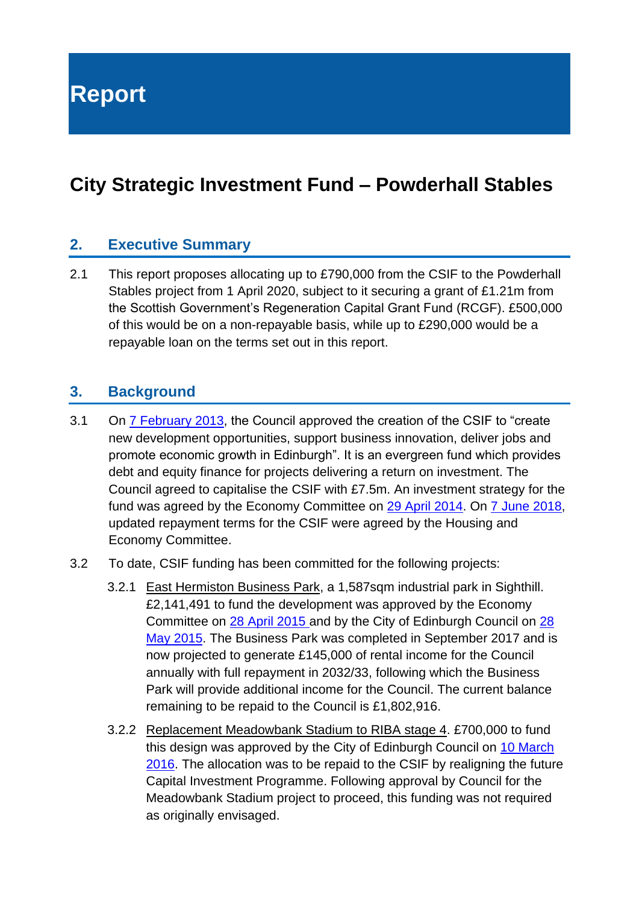# Report

## City Strategic Investment Fund – Powderhall Stables

### 2. Executive Summary

2.1 This report proposes allocating up to £790,000 from the CSIF to the Powderhall Stables project from 1 April 2020, subject to it securing a grant of £1.21m from the Scottish Government's Regeneration Capital Grant Fund (RCGF). £500,000 of this would be on a non-repayable basis, while up to £290,000 would be a repayable loan on the terms set out in this report.

### 3. Background

3.1 On 7 February 2013, the Council approved the creation of the CSIF to "create new development opportunities, support business innovation, deliver jobs and promote economic growth in Edinburgh". It is an evergreen fund which provides debt and equity finance for projects delivering a return on investment. The Council agreed to capitalise the CSIF with £7.5m. An investment strategy for the fund was agreed by the Economy Committee on 29 April 2014. On 7 June 2018, updated repayment terms for the CSIF were agreed by the Housing and Economy Committee.

3.2 To date, CSIF funding has been committed for the following projects:

3.2.1 East Hermiston Business Park, a 1,587sqm industrial park in Sighthill. £2,141,491 to fund the development was approved by the Economy Committee on 28 April 2015 and by the City of Edinburgh Council on 28 May 2015. The Business Park was completed in September 2017 and is now projected to generate £145,000 of rental income for the Council annually with full repayment in 2032/33, following which the Business Park will provide additional income for the Council. The current balance remaining to be repaid to the Council is £1,802,916.

3.2.2 Replacement Meadowbank Stadium to RIBA stage 4. £700,000 to fund this design was approved by the City of Edinburgh Council on 10 March 2016. The allocation was to be repaid to the CSIF by realigning the future Capital Investment Programme. Following approval by Council for the Meadowbank Stadium project to proceed, this funding was not required as originally envisaged.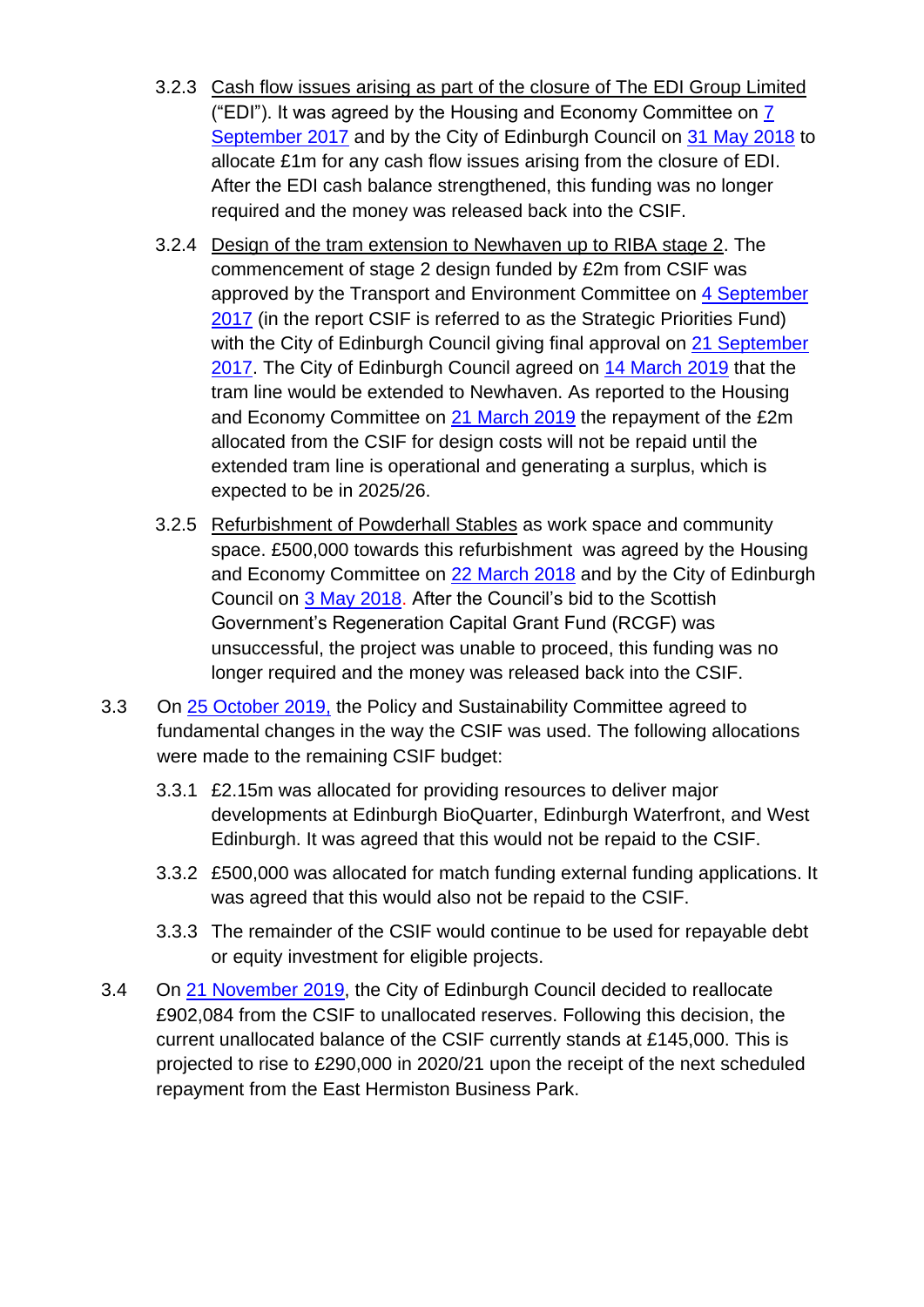3.2.3 Cash flow issues arising as part of the closure of The EDI Group Limited ("EDI"). It was agreed by the Housing and Economy Committee on 7 September 2017 and by the City of Edinburgh Council on 31 May 2018 to allocate £1m for any cash flow issues arising from the closure of EDI. After the EDI cash balance strengthened, this funding was no longer required and the money was released back into the CSIF.

3.2.4 Design of the tram extension to Newhaven up to RIBA stage 2. The commencement of stage 2 design funded by £2m from CSIF was approved by the Transport and Environment Committee on 4 September 2017 (in the report CSIF is referred to as the Strategic Priorities Fund) with the City of Edinburgh Council giving final approval on 21 September 2017. The City of Edinburgh Council agreed on 14 March 2019 that the tram line would be extended to Newhaven. As reported to the Housing and Economy Committee on 21 March 2019 the repayment of the £2m allocated from the CSIF for design costs will not be repaid until the extended tram line is operational and generating a surplus, which is expected to be in 2025/26.

3.2.5 Refurbishment of Powderhall Stables as work space and community space. £500,000 towards this refurbishment was agreed by the Housing and Economy Committee on 22 March 2018 and by the City of Edinburgh Council on 3 May 2018. After the Council's bid to the Scottish Government's Regeneration Capital Grant Fund (RCGF) was unsuccessful, the project was unable to proceed, this funding was no longer required and the money was released back into the CSIF.

3.3 On 25 October 2019, the Policy and Sustainability Committee agreed to fundamental changes in the way the CSIF was used. The following allocations were made to the remaining CSIF budget:

3.3.1 £2.15m was allocated for providing resources to deliver major developments at Edinburgh BioQuarter, Edinburgh Waterfront, and West Edinburgh. It was agreed that this would not be repaid to the CSIF.

3.3.2 £500,000 was allocated for match funding external funding applications. It was agreed that this would also not be repaid to the CSIF.

3.3.3 The remainder of the CSIF would continue to be used for repayable debt or equity investment for eligible projects.

3.4 On 21 November 2019, the City of Edinburgh Council decided to reallocate £902,084 from the CSIF to unallocated reserves. Following this decision, the current unallocated balance of the CSIF currently stands at £145,000. This is projected to rise to £290,000 in 2020/21 upon the receipt of the next scheduled repayment from the East Hermiston Business Park.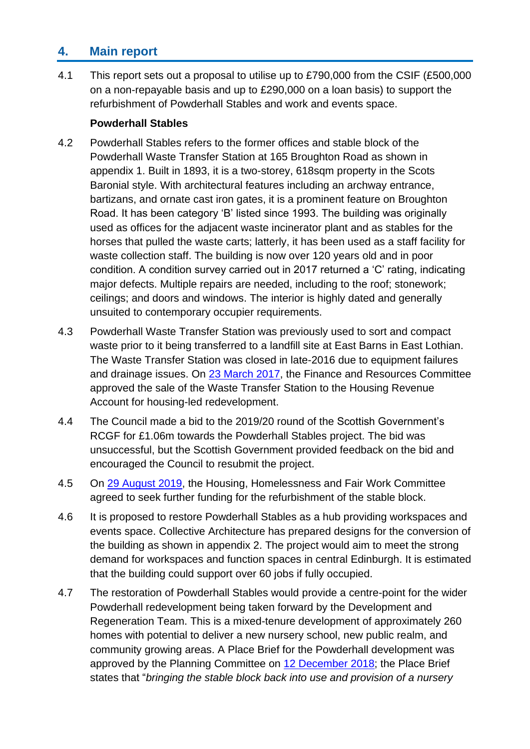## 4. Main report

4.1 This report sets out a proposal to utilise up to £790,000 from the CSIF (£500,000 on a non-repayable basis and up to £290,000 on a loan basis) to support the refurbishment of Powderhall Stables and work and events space.

**Powderhall Stables**

4.2 Powderhall Stables refers to the former offices and stable block of the Powderhall Waste Transfer Station at 165 Broughton Road as shown in appendix 1. Built in 1893, it is a two-storey, 618sqm property in the Scots Baronial style. With architectural features including an archway entrance, bartizans, and ornate cast iron gates, it is a prominent feature on Broughton Road. It has been category 'B' listed since 1993. The building was originally used as offices for the adjacent waste incinerator plant and as stables for the horses that pulled the waste carts; latterly, it has been used as a staff facility for waste collection staff. The building is now over 120 years old and in poor condition. A condition survey carried out in 2017 returned a 'C' rating, indicating major defects. Multiple repairs are needed, including to the roof; stonework; ceilings; and doors and windows. The interior is highly dated and generally unsuited to contemporary occupier requirements.

4.3 Powderhall Waste Transfer Station was previously used to sort and compact waste prior to it being transferred to a landfill site at East Barns in East Lothian. The Waste Transfer Station was closed in late-2016 due to equipment failures and drainage issues. On [23 March 2017], the Finance and Resources Committee approved the sale of the Waste Transfer Station to the Housing Revenue Account for housing-led redevelopment.

4.4 The Council made a bid to the 2019/20 round of the Scottish Government's RCGF for £1.06m towards the Powderhall Stables project. The bid was unsuccessful, but the Scottish Government provided feedback on the bid and encouraged the Council to resubmit the project.

4.5 On [29 August 2019], the Housing, Homelessness and Fair Work Committee agreed to seek further funding for the refurbishment of the stable block.

4.6 It is proposed to restore Powderhall Stables as a hub providing workspaces and events space. Collective Architecture has prepared designs for the conversion of the building as shown in appendix 2. The project would aim to meet the strong demand for workspaces and function spaces in central Edinburgh. It is estimated that the building could support over 60 jobs if fully occupied.

4.7 The restoration of Powderhall Stables would provide a centre-point for the wider Powderhall redevelopment being taken forward by the Development and Regeneration Team. This is a mixed-tenure development of approximately 260 homes with potential to deliver a new nursery school, new public realm, and community growing areas. A Place Brief for the Powderhall development was approved by the Planning Committee on [12 December 2018]; the Place Brief states that "*bringing the stable block back into use and provision of a nursery*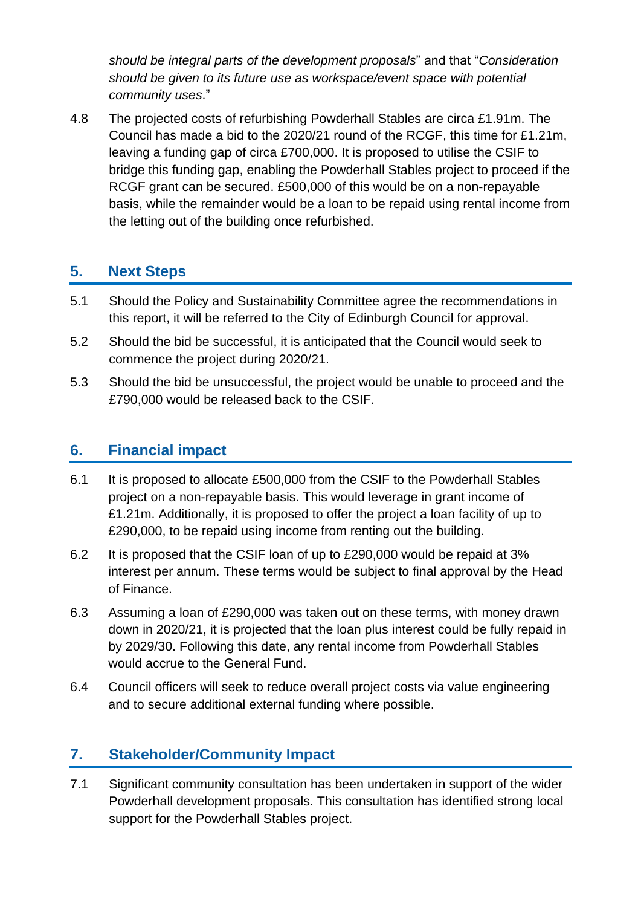*should be integral parts of the development proposals*" and that "*Consideration should be given to its future use as workspace/event space with potential community uses*."

4.8 The projected costs of refurbishing Powderhall Stables are circa £1.91m. The Council has made a bid to the 2020/21 round of the RCGF, this time for £1.21m, leaving a funding gap of circa £700,000. It is proposed to utilise the CSIF to bridge this funding gap, enabling the Powderhall Stables project to proceed if the RCGF grant can be secured. £500,000 of this would be on a non-repayable basis, while the remainder would be a loan to be repaid using rental income from the letting out of the building once refurbished.

## 5. Next Steps

5.1 Should the Policy and Sustainability Committee agree the recommendations in this report, it will be referred to the City of Edinburgh Council for approval.

5.2 Should the bid be successful, it is anticipated that the Council would seek to commence the project during 2020/21.

5.3 Should the bid be unsuccessful, the project would be unable to proceed and the £790,000 would be released back to the CSIF.

## 6. Financial impact

6.1 It is proposed to allocate £500,000 from the CSIF to the Powderhall Stables project on a non-repayable basis. This would leverage in grant income of £1.21m. Additionally, it is proposed to offer the project a loan facility of up to £290,000, to be repaid using income from renting out the building.

6.2 It is proposed that the CSIF loan of up to £290,000 would be repaid at 3% interest per annum. These terms would be subject to final approval by the Head of Finance.

6.3 Assuming a loan of £290,000 was taken out on these terms, with money drawn down in 2020/21, it is projected that the loan plus interest could be fully repaid in by 2029/30. Following this date, any rental income from Powderhall Stables would accrue to the General Fund.

6.4 Council officers will seek to reduce overall project costs via value engineering and to secure additional external funding where possible.

## 7. Stakeholder/Community Impact

7.1 Significant community consultation has been undertaken in support of the wider Powderhall development proposals. This consultation has identified strong local support for the Powderhall Stables project.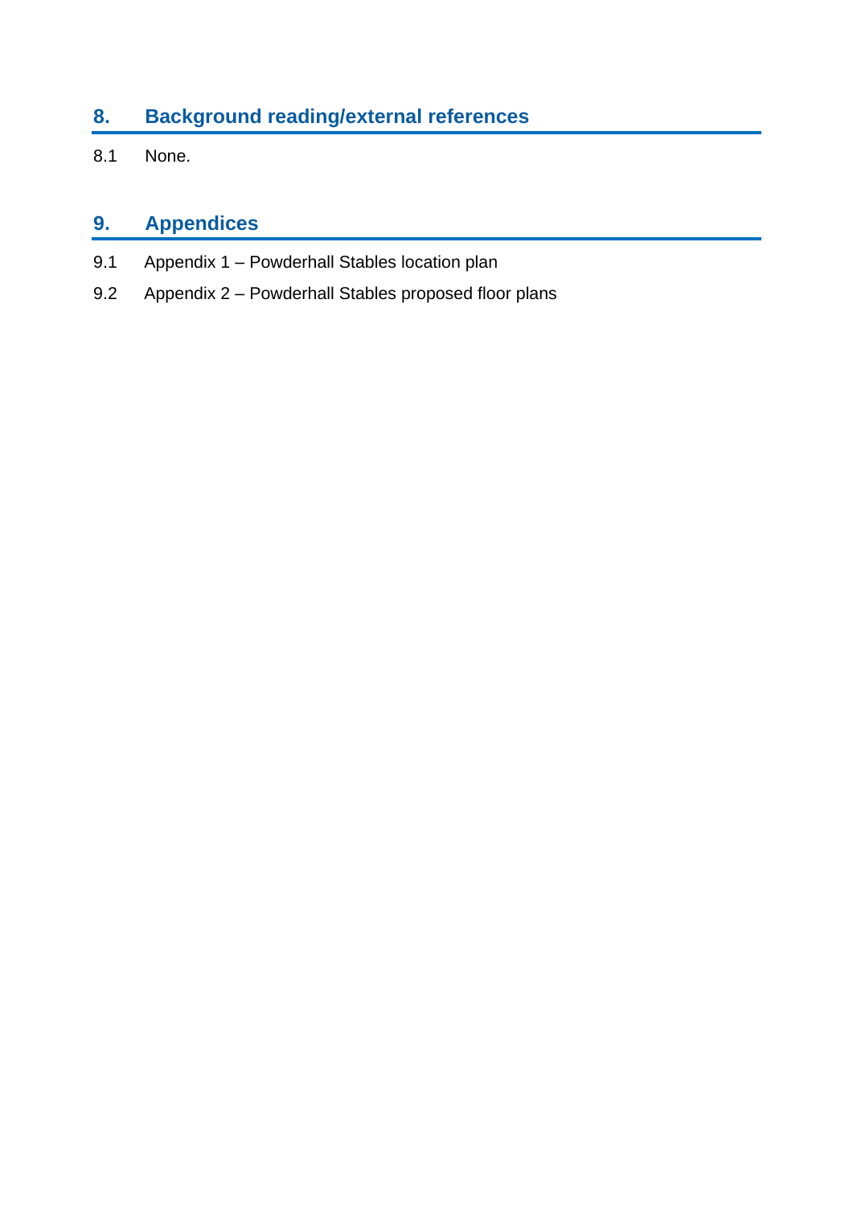## 8. Background reading/external references

8.1 None.

## 9. Appendices

9.1 Appendix 1 – Powderhall Stables location plan

9.2 Appendix 2 – Powderhall Stables proposed floor plans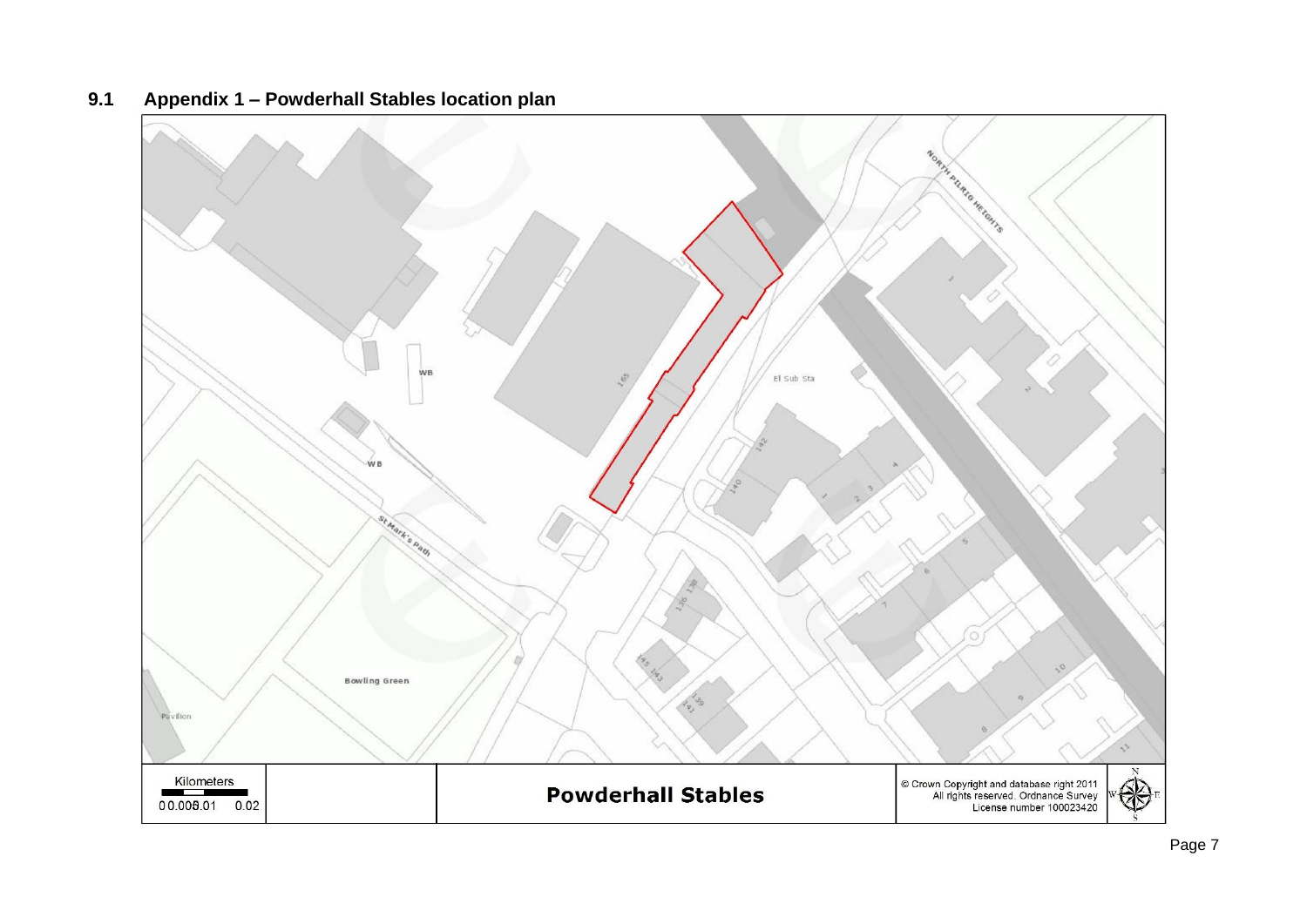## 9.1 Appendix 1 – Powderhall Stables location plan

NORTH PILRIG HEIGHTS

WB

165

El Sub Sta

142

140

St Mark's Path

Bowling Green

Pavilion

Kilometers

0 0.005 0.01 0.02

**Powderhall Stables**

© Crown Copyright and database right 2011
All rights reserved. Ordnance Survey
License number 100023420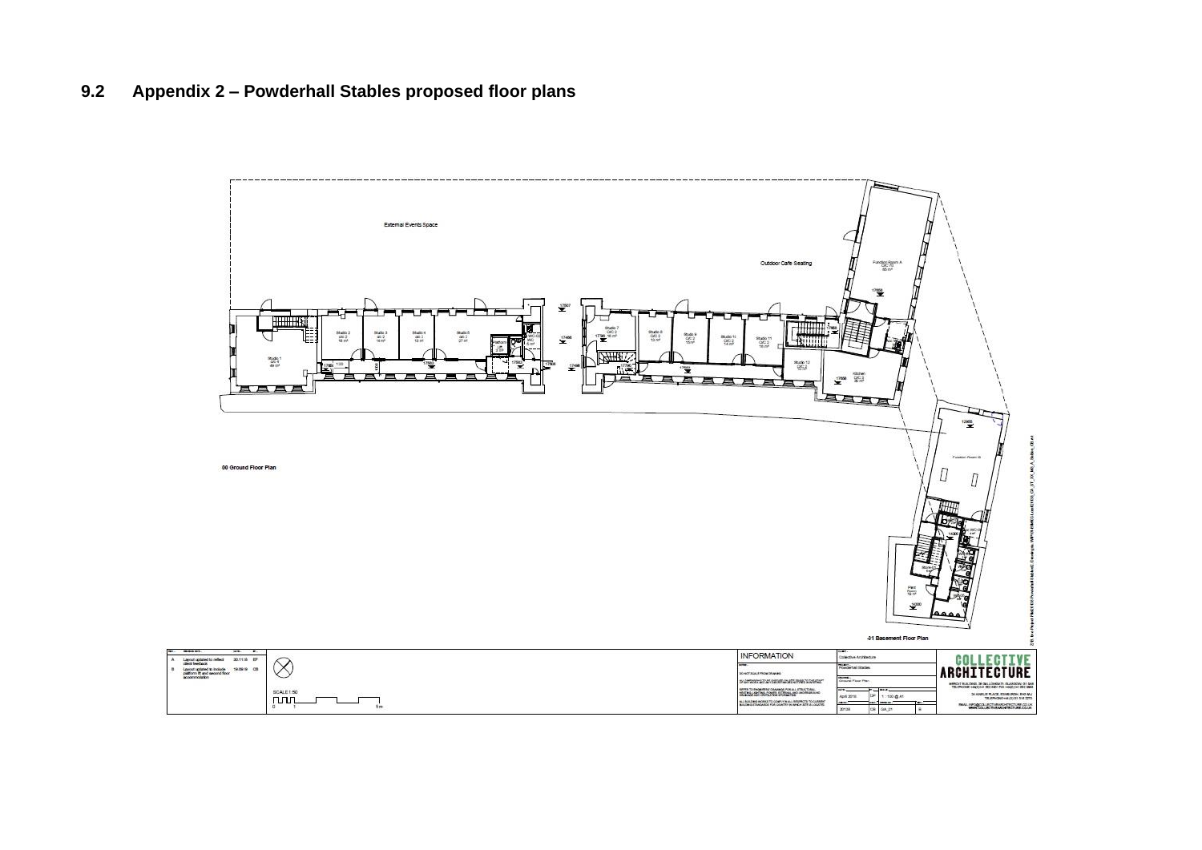## 9.2 Appendix 2 – Powderhall Stables proposed floor plans

External Events Space

Outdoor Cafe Seating

Function Room A

Studio 1

Studio 2

Studio 3

Studio 4

Studio 5

Studio 7

Studio 8

Studio 9

Studio 10

Studio 11

Studio 12

Kitchen

Function Room B

00 Ground Floor Plan

-01 Basement Floor Plan

| Rev. | Description | Date | By |
|---|---|---|---|
| A | Layout updated to reflect client feedback | 30.11.18 | EF |
| B | Layout updated to include platform lift and second floor accommodation | 19.09.19 | CB |

SCALE 1:50

0 1 5 m

INFORMATION

DO NOT SCALE FROM DRAWING

ALL BUILDING WORKS TO COMPLY IN ALL RESPECTS TO CURRENT BUILDING STANDARDS FOR COUNTRY IN WHICH SITE IS LOCATED

Client: Collective Architecture

Project: Powderhall Stables

Drawing: Ground Floor Plan

Date: April 2019

Scale: 1:100 @ A1

Job No.: 20138

Drawing No.: GA_01

Rev.: B

COLLECTIVE ARCHITECTURE

WWW.COLLECTIVEARCHITECTURE.CO.UK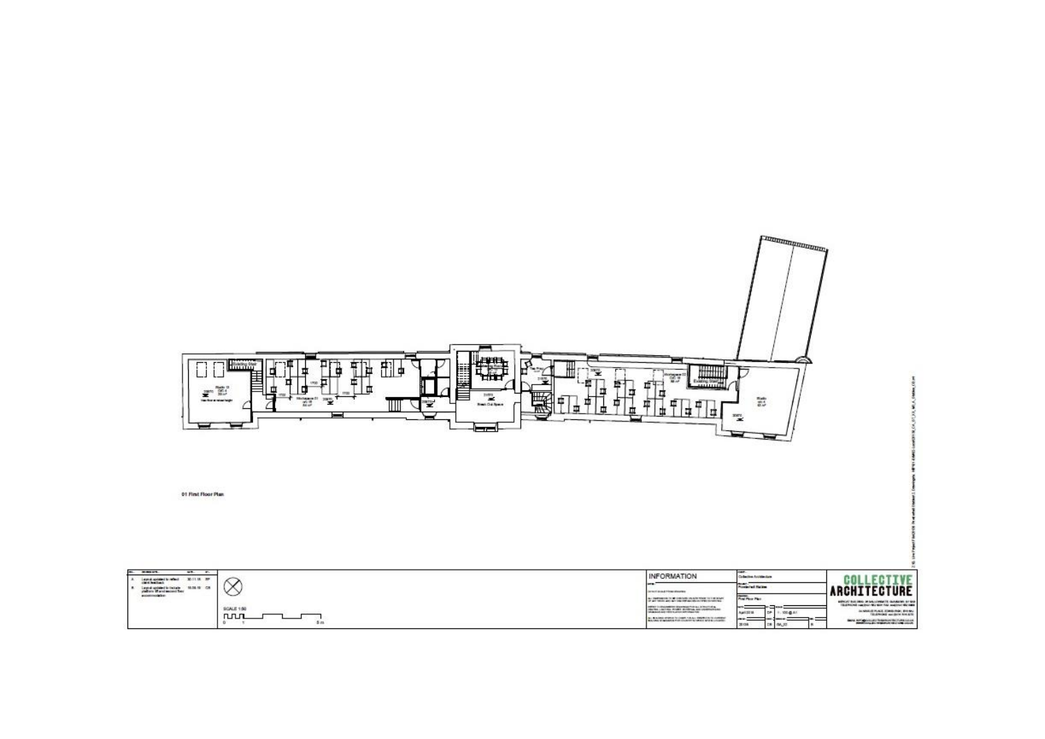01 First Floor Plan

| REV | REVISION NOTE | DATE | BY |
|---|---|---|---|
| A | Layout updated to reflect client feedback | 30.11.18 | EP |
| B | Layout updated to include platform lift and second floor accommodation | 15.05.19 | CB |

SCALE 1:50

0 1 5 m

INFORMATION

CLIENT: Collective Architecture

PROJECT: Pendarhad Stables

DRAWING: First Floor Plan

April 2018 | 1:100 @ A1

20135 | CB | GA_03 | B

COLLECTIVE ARCHITECTURE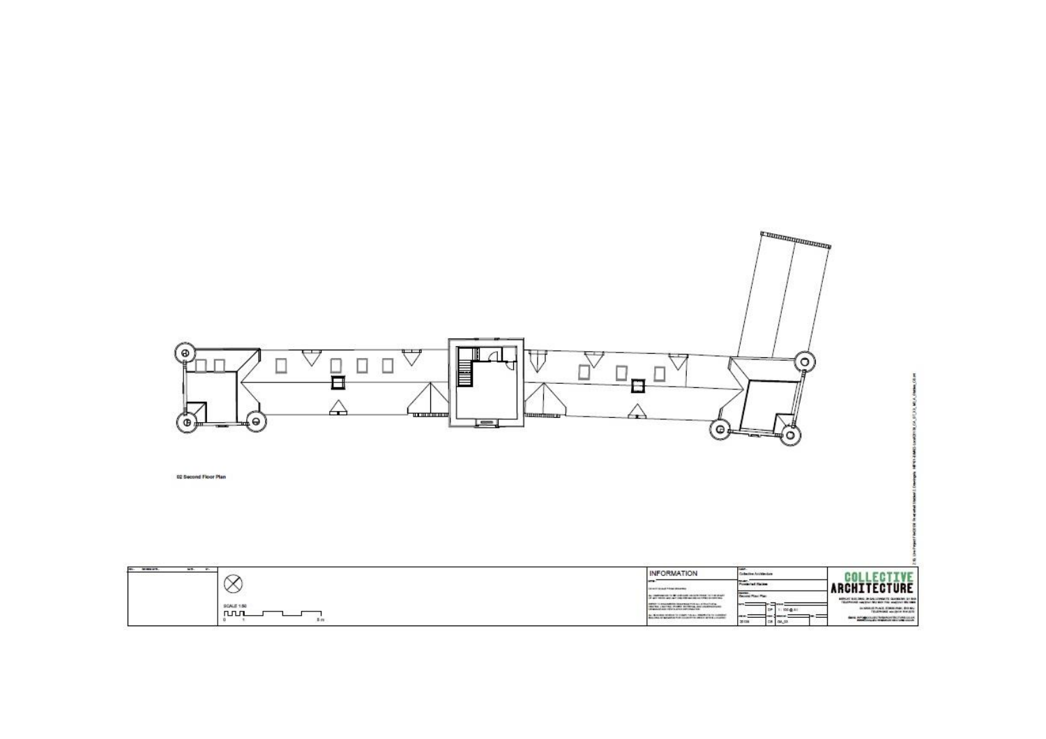02 Second Floor Plan

SCALE 1:50

0 1 5 m

INFORMATION

DO NOT SCALE FROM DRAWING

Collective Architecture

Powderhall Stables

Second Floor Plan

1 : 100 @ A1

GA_03

COLLECTIVE ARCHITECTURE